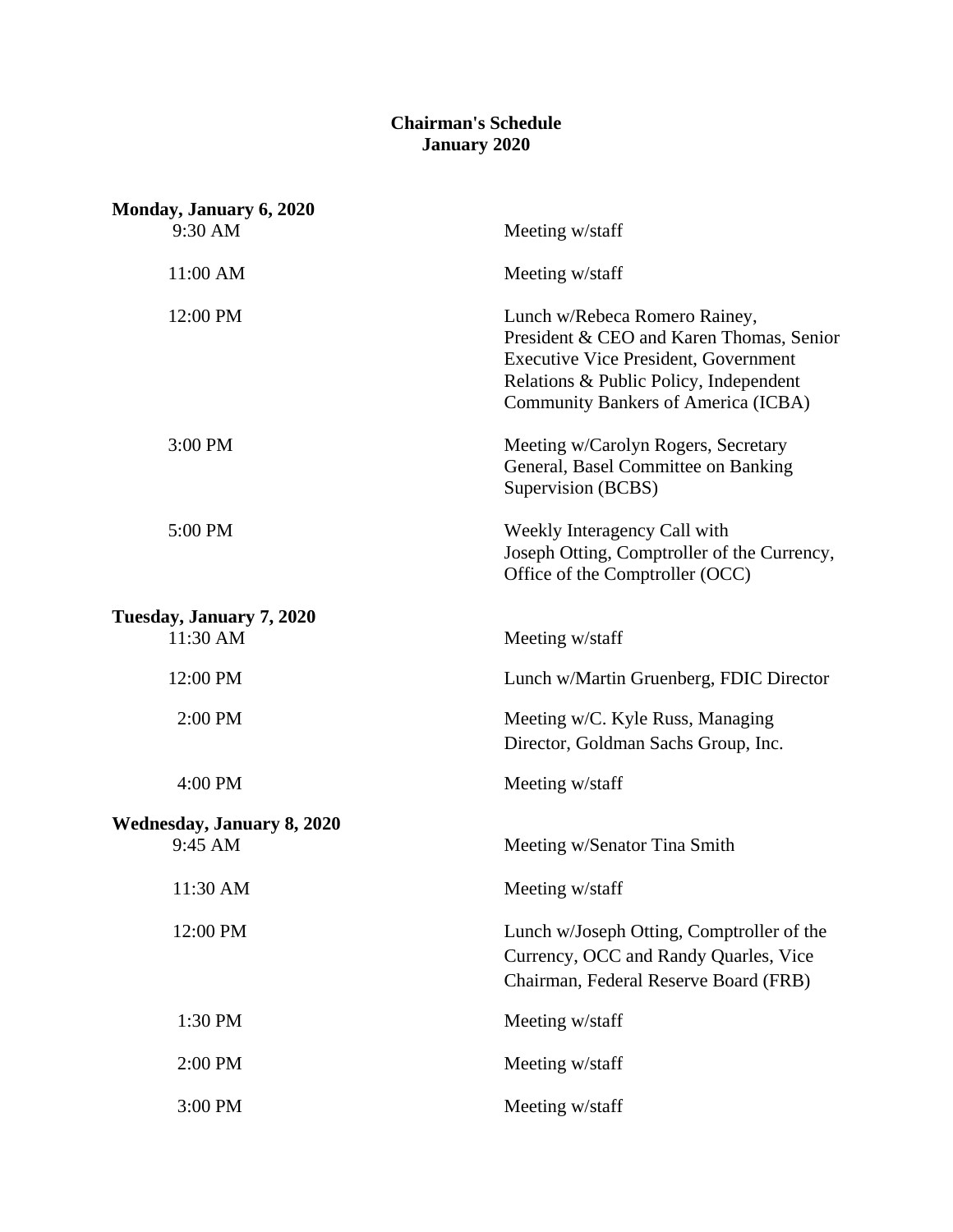# Chairman's Schedule
## January 2020

**Monday, January 6, 2020**

| | |
|---|---|
| 9:30 AM | Meeting w/staff |
| 11:00 AM | Meeting w/staff |
| 12:00 PM | Lunch w/Rebeca Romero Rainey, President & CEO and Karen Thomas, Senior Executive Vice President, Government Relations & Public Policy, Independent Community Bankers of America (ICBA) |
| 3:00 PM | Meeting w/Carolyn Rogers, Secretary General, Basel Committee on Banking Supervision (BCBS) |
| 5:00 PM | Weekly Interagency Call with Joseph Otting, Comptroller of the Currency, Office of the Comptroller (OCC) |

**Tuesday, January 7, 2020**

| | |
|---|---|
| 11:30 AM | Meeting w/staff |
| 12:00 PM | Lunch w/Martin Gruenberg, FDIC Director |
| 2:00 PM | Meeting w/C. Kyle Russ, Managing Director, Goldman Sachs Group, Inc. |
| 4:00 PM | Meeting w/staff |

**Wednesday, January 8, 2020**

| | |
|---|---|
| 9:45 AM | Meeting w/Senator Tina Smith |
| 11:30 AM | Meeting w/staff |
| 12:00 PM | Lunch w/Joseph Otting, Comptroller of the Currency, OCC and Randy Quarles, Vice Chairman, Federal Reserve Board (FRB) |
| 1:30 PM | Meeting w/staff |
| 2:00 PM | Meeting w/staff |
| 3:00 PM | Meeting w/staff |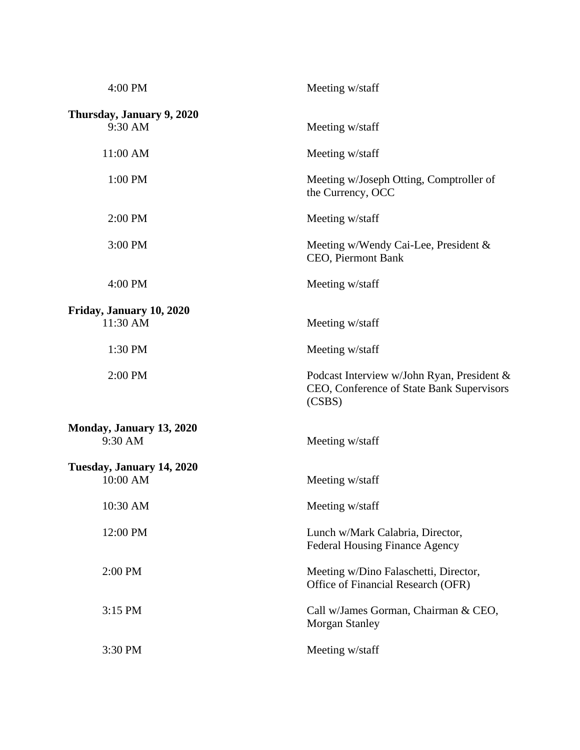| | |
|---|---|
| 4:00 PM | Meeting w/staff |
| **Thursday, January 9, 2020** | |
| 9:30 AM | Meeting w/staff |
| 11:00 AM | Meeting w/staff |
| 1:00 PM | Meeting w/Joseph Otting, Comptroller of the Currency, OCC |
| 2:00 PM | Meeting w/staff |
| 3:00 PM | Meeting w/Wendy Cai-Lee, President & CEO, Piermont Bank |
| 4:00 PM | Meeting w/staff |
| **Friday, January 10, 2020** | |
| 11:30 AM | Meeting w/staff |
| 1:30 PM | Meeting w/staff |
| 2:00 PM | Podcast Interview w/John Ryan, President & CEO, Conference of State Bank Supervisors (CSBS) |
| **Monday, January 13, 2020** | |
| 9:30 AM | Meeting w/staff |
| **Tuesday, January 14, 2020** | |
| 10:00 AM | Meeting w/staff |
| 10:30 AM | Meeting w/staff |
| 12:00 PM | Lunch w/Mark Calabria, Director, Federal Housing Finance Agency |
| 2:00 PM | Meeting w/Dino Falaschetti, Director, Office of Financial Research (OFR) |
| 3:15 PM | Call w/James Gorman, Chairman & CEO, Morgan Stanley |
| 3:30 PM | Meeting w/staff |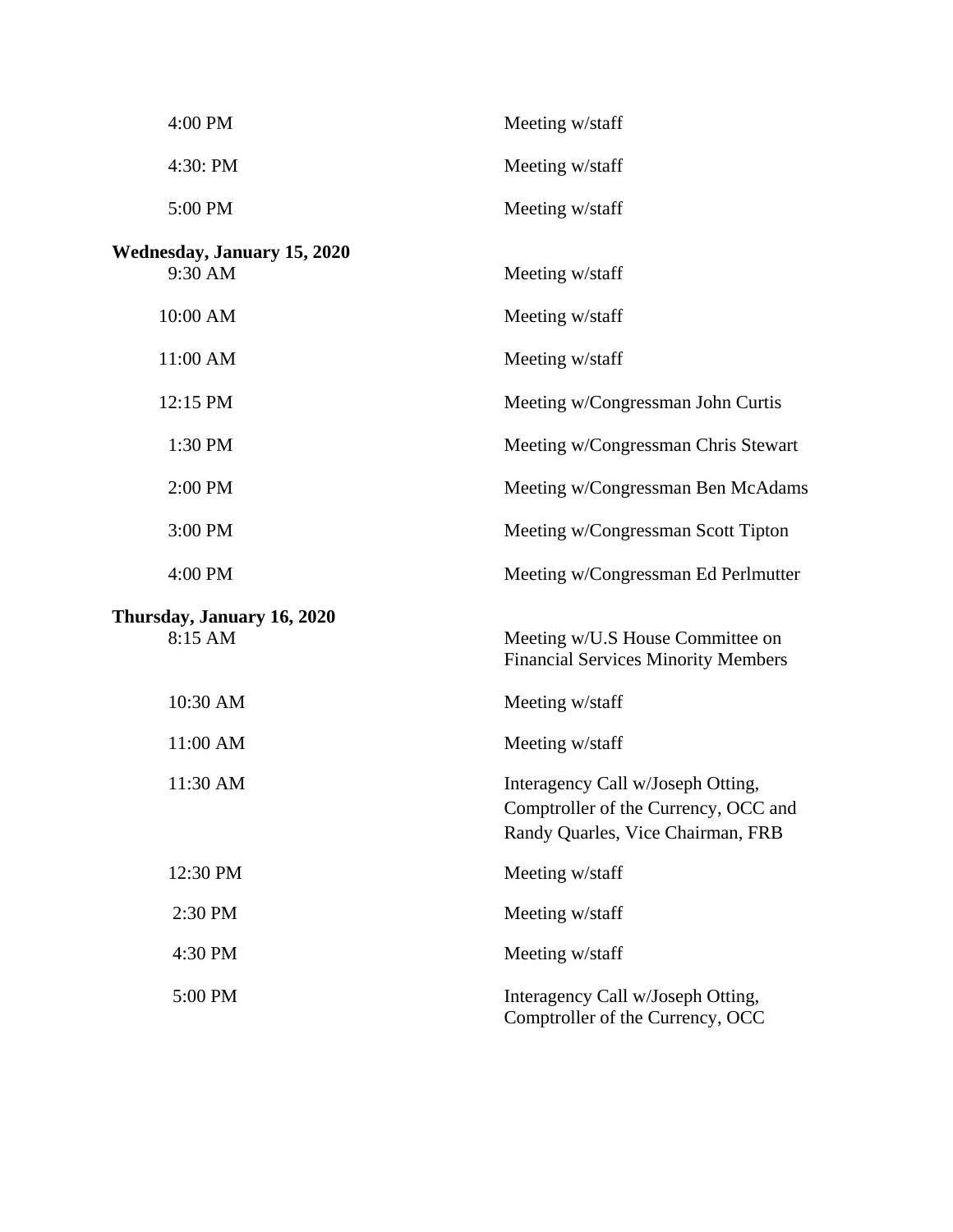| | |
|---|---|
| 4:00 PM | Meeting w/staff |
| 4:30: PM | Meeting w/staff |
| 5:00 PM | Meeting w/staff |

**Wednesday, January 15, 2020**

| | |
|---|---|
| 9:30 AM | Meeting w/staff |
| 10:00 AM | Meeting w/staff |
| 11:00 AM | Meeting w/staff |
| 12:15 PM | Meeting w/Congressman John Curtis |
| 1:30 PM | Meeting w/Congressman Chris Stewart |
| 2:00 PM | Meeting w/Congressman Ben McAdams |
| 3:00 PM | Meeting w/Congressman Scott Tipton |
| 4:00 PM | Meeting w/Congressman Ed Perlmutter |

**Thursday, January 16, 2020**

| | |
|---|---|
| 8:15 AM | Meeting w/U.S House Committee on Financial Services Minority Members |
| 10:30 AM | Meeting w/staff |
| 11:00 AM | Meeting w/staff |
| 11:30 AM | Interagency Call w/Joseph Otting, Comptroller of the Currency, OCC and Randy Quarles, Vice Chairman, FRB |
| 12:30 PM | Meeting w/staff |
| 2:30 PM | Meeting w/staff |
| 4:30 PM | Meeting w/staff |
| 5:00 PM | Interagency Call w/Joseph Otting, Comptroller of the Currency, OCC |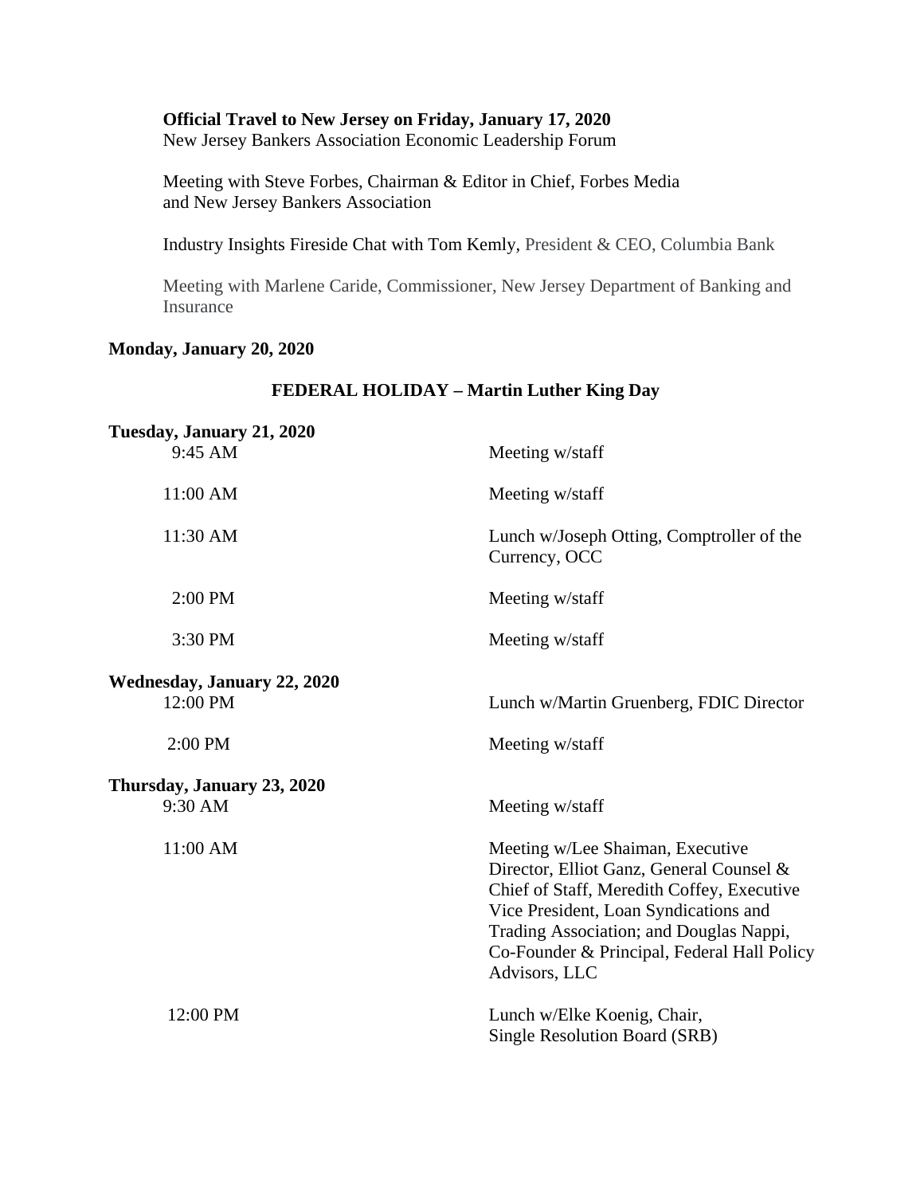**Official Travel to New Jersey on Friday, January 17, 2020**
New Jersey Bankers Association Economic Leadership Forum

Meeting with Steve Forbes, Chairman & Editor in Chief, Forbes Media and New Jersey Bankers Association

Industry Insights Fireside Chat with Tom Kemly, President & CEO, Columbia Bank

Meeting with Marlene Caride, Commissioner, New Jersey Department of Banking and Insurance

**Monday, January 20, 2020**

**FEDERAL HOLIDAY – Martin Luther King Day**

**Tuesday, January 21, 2020**

| | |
|---|---|
| 9:45 AM | Meeting w/staff |
| 11:00 AM | Meeting w/staff |
| 11:30 AM | Lunch w/Joseph Otting, Comptroller of the Currency, OCC |
| 2:00 PM | Meeting w/staff |
| 3:30 PM | Meeting w/staff |

**Wednesday, January 22, 2020**

| | |
|---|---|
| 12:00 PM | Lunch w/Martin Gruenberg, FDIC Director |
| 2:00 PM | Meeting w/staff |

**Thursday, January 23, 2020**

| | |
|---|---|
| 9:30 AM | Meeting w/staff |
| 11:00 AM | Meeting w/Lee Shaiman, Executive Director, Elliot Ganz, General Counsel & Chief of Staff, Meredith Coffey, Executive Vice President, Loan Syndications and Trading Association; and Douglas Nappi, Co-Founder & Principal, Federal Hall Policy Advisors, LLC |
| 12:00 PM | Lunch w/Elke Koenig, Chair, Single Resolution Board (SRB) |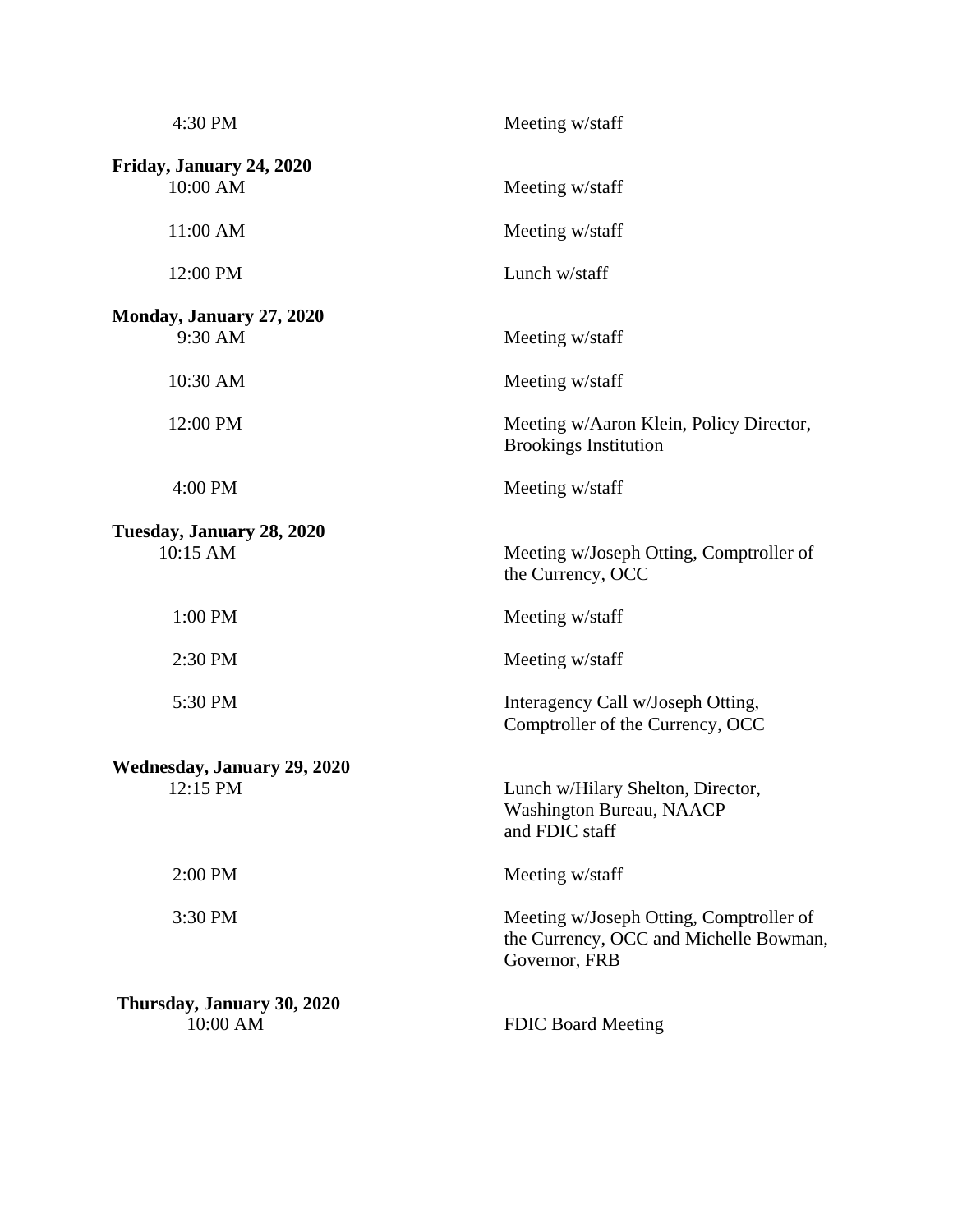| | |
|---|---|
| 4:30 PM | Meeting w/staff |
| **Friday, January 24, 2020** | |
| 10:00 AM | Meeting w/staff |
| 11:00 AM | Meeting w/staff |
| 12:00 PM | Lunch w/staff |
| **Monday, January 27, 2020** | |
| 9:30 AM | Meeting w/staff |
| 10:30 AM | Meeting w/staff |
| 12:00 PM | Meeting w/Aaron Klein, Policy Director, Brookings Institution |
| 4:00 PM | Meeting w/staff |
| **Tuesday, January 28, 2020** | |
| 10:15 AM | Meeting w/Joseph Otting, Comptroller of the Currency, OCC |
| 1:00 PM | Meeting w/staff |
| 2:30 PM | Meeting w/staff |
| 5:30 PM | Interagency Call w/Joseph Otting, Comptroller of the Currency, OCC |
| **Wednesday, January 29, 2020** | |
| 12:15 PM | Lunch w/Hilary Shelton, Director, Washington Bureau, NAACP and FDIC staff |
| 2:00 PM | Meeting w/staff |
| 3:30 PM | Meeting w/Joseph Otting, Comptroller of the Currency, OCC and Michelle Bowman, Governor, FRB |
| **Thursday, January 30, 2020** | |
| 10:00 AM | FDIC Board Meeting |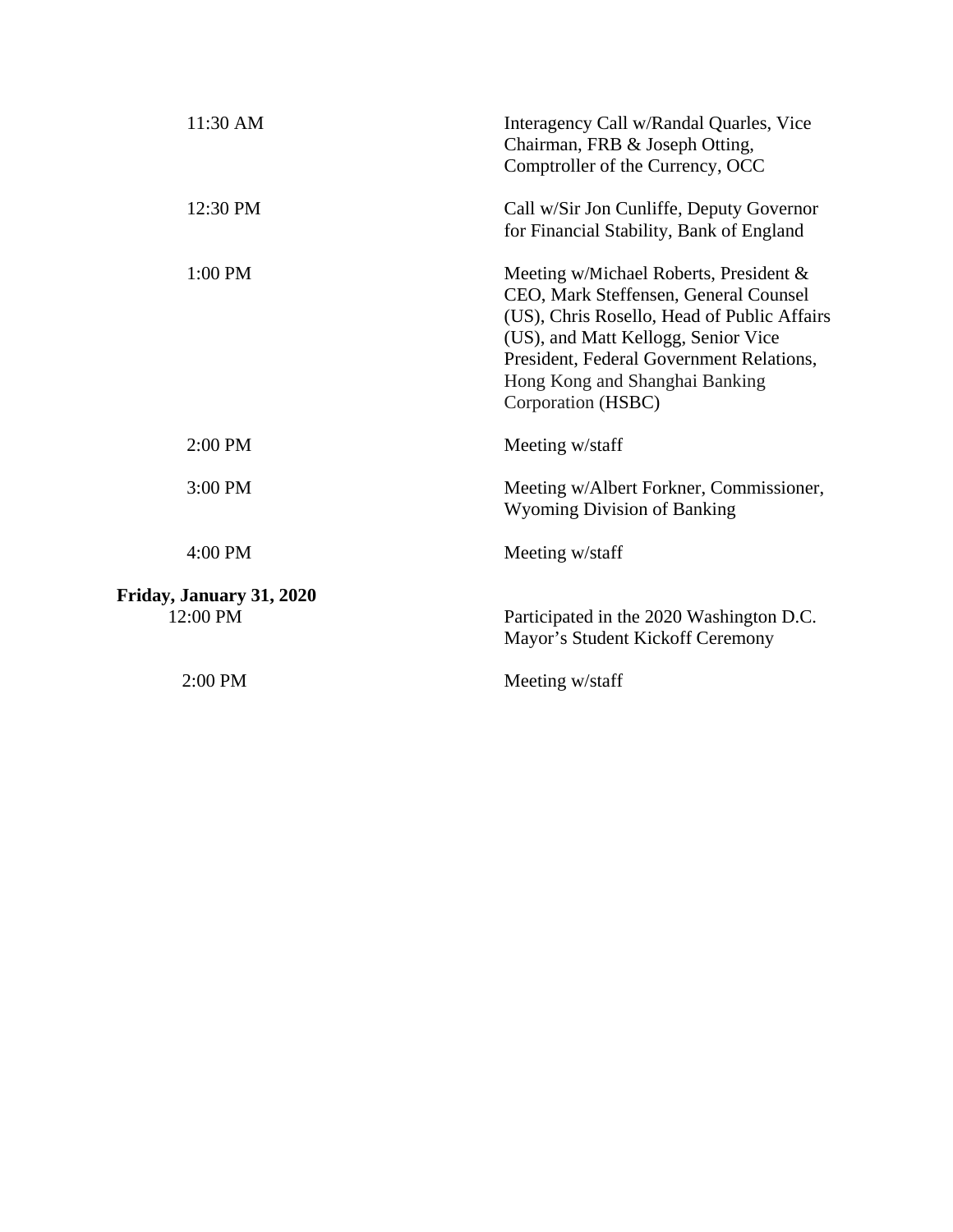| | |
|---|---|
| 11:30 AM | Interagency Call w/Randal Quarles, Vice Chairman, FRB & Joseph Otting, Comptroller of the Currency, OCC |
| 12:30 PM | Call w/Sir Jon Cunliffe, Deputy Governor for Financial Stability, Bank of England |
| 1:00 PM | Meeting w/Michael Roberts, President & CEO, Mark Steffensen, General Counsel (US), Chris Rosello, Head of Public Affairs (US), and Matt Kellogg, Senior Vice President, Federal Government Relations, Hong Kong and Shanghai Banking Corporation (HSBC) |
| 2:00 PM | Meeting w/staff |
| 3:00 PM | Meeting w/Albert Forkner, Commissioner, Wyoming Division of Banking |
| 4:00 PM | Meeting w/staff |

**Friday, January 31, 2020**

| | |
|---|---|
| 12:00 PM | Participated in the 2020 Washington D.C. Mayor's Student Kickoff Ceremony |
| 2:00 PM | Meeting w/staff |